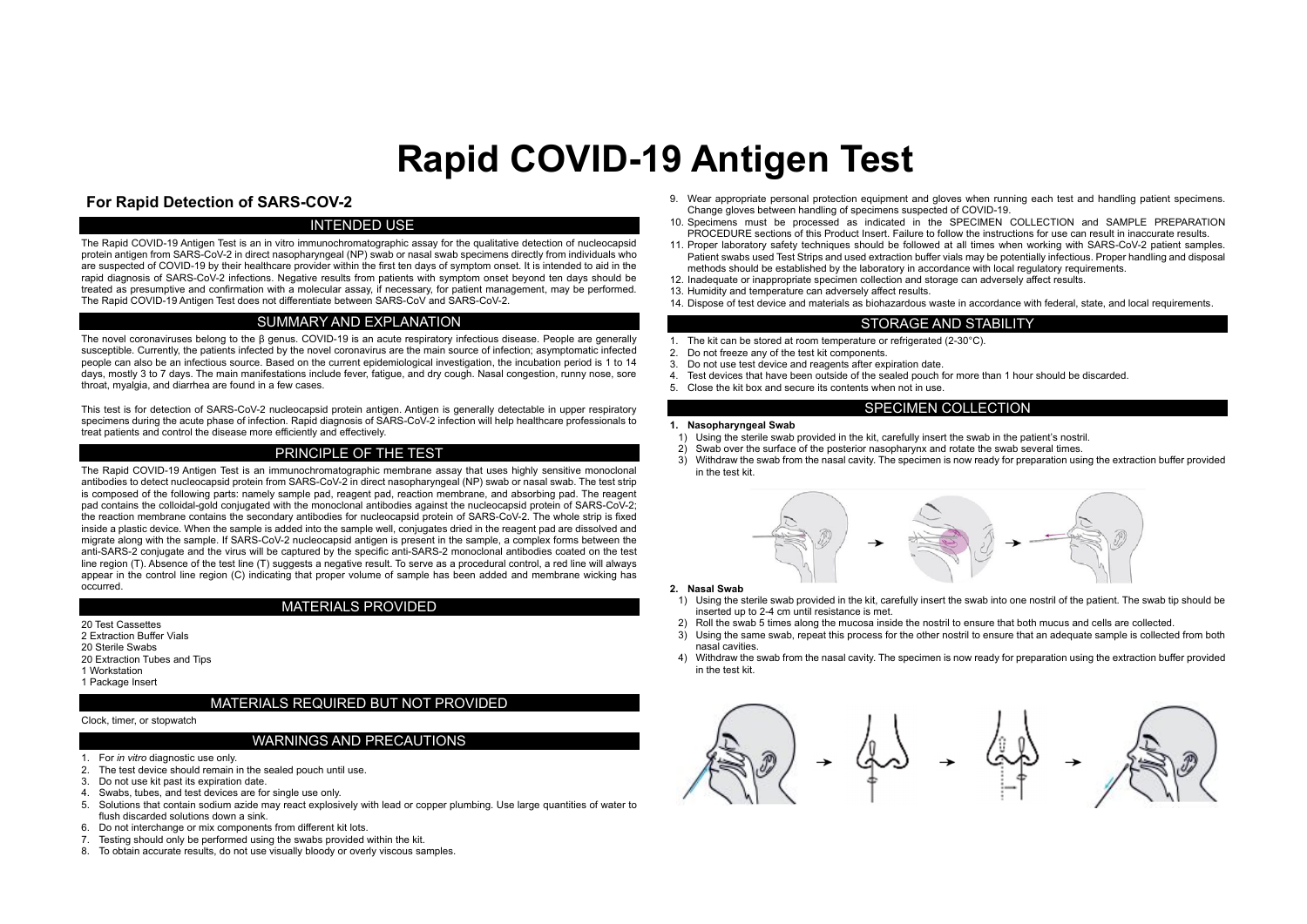# Rapid COVID-19 Antigen Test

## For Rapid Detection of SARS-COV-2

### INTENDED USE

The Rapid COVID-19 Antigen Test is an in vitro immunochromatographic assay for the qualitative detection of nucleocapsid protein antigen from SARS-CoV-2 in direct nasopharyngeal (NP) swab or nasal swab specimens directly from individuals who are suspected of COVID-19 by their healthcare provider within the first ten days of symptom onset. It is intended to aid in the rapid diagnosis of SARS-CoV-2 infections. Negative results from patients with symptom onset beyond ten days should be treated as presumptive and confirmation with a molecular assay, if necessary, for patient management, may be performed. The Rapid COVID-19 Antigen Test does not differentiate between SARS-CoV and SARS-CoV-2.

### SUMMARY AND EXPLANATION

The novel coronaviruses belong to the β genus. COVID-19 is an acute respiratory infectious disease. People are generally susceptible. Currently, the patients infected by the novel coronavirus are the main source of infection; asymptomatic infected people can also be an infectious source. Based on the current epidemiological investigation, the incubation period is 1 to 14 days, mostly 3 to 7 days. The main manifestations include fever, fatigue, and dry cough. Nasal congestion, runny nose, sore throat, myalgia, and diarrhea are found in a few cases.

This test is for detection of SARS-CoV-2 nucleocapsid protein antigen. Antigen is generally detectable in upper respiratory specimens during the acute phase of infection. Rapid diagnosis of SARS-CoV-2 infection will help healthcare professionals to treat patients and control the disease more efficiently and effectively.

### PRINCIPLE OF THE TEST

The Rapid COVID-19 Antigen Test is an immunochromatographic membrane assay that uses highly sensitive monoclonal antibodies to detect nucleocapsid protein from SARS-CoV-2 in direct nasopharyngeal (NP) swab or nasal swab. The test strip is composed of the following parts: namely sample pad, reagent pad, reaction membrane, and absorbing pad. The reagent pad contains the colloidal-gold conjugated with the monoclonal antibodies against the nucleocapsid protein of SARS-CoV-2; the reaction membrane contains the secondary antibodies for nucleocapsid protein of SARS-CoV-2. The whole strip is fixed inside a plastic device. When the sample is added into the sample well, conjugates dried in the reagent pad are dissolved and migrate along with the sample. If SARS-CoV-2 nucleocapsid antigen is present in the sample, a complex forms between the anti-SARS-2 conjugate and the virus will be captured by the specific anti-SARS-2 monoclonal antibodies coated on the test line region (T). Absence of the test line (T) suggests a negative result. To serve as a procedural control, a red line will always appear in the control line region (C) indicating that proper volume of sample has been added and membrane wicking has occurred.

### MATERIALS PROVIDED

20 Test Cassettes
2 Extraction Buffer Vials
20 Sterile Swabs
20 Extraction Tubes and Tips
1 Workstation
1 Package Insert

### MATERIALS REQUIRED BUT NOT PROVIDED

Clock, timer, or stopwatch

### WARNINGS AND PRECAUTIONS

1. For *in vitro* diagnostic use only.
2. The test device should remain in the sealed pouch until use.
3. Do not use kit past its expiration date.
4. Swabs, tubes, and test devices are for single use only.
5. Solutions that contain sodium azide may react explosively with lead or copper plumbing. Use large quantities of water to flush discarded solutions down a sink.
6. Do not interchange or mix components from different kit lots.
7. Testing should only be performed using the swabs provided within the kit.
8. To obtain accurate results, do not use visually bloody or overly viscous samples.
9. Wear appropriate personal protection equipment and gloves when running each test and handling patient specimens. Change gloves between handling of specimens suspected of COVID-19.
10. Specimens must be processed as indicated in the SPECIMEN COLLECTION and SAMPLE PREPARATION PROCEDURE sections of this Product Insert. Failure to follow the instructions for use can result in inaccurate results.
11. Proper laboratory safety techniques should be followed at all times when working with SARS-CoV-2 patient samples. Patient swabs used Test Strips and used extraction buffer vials may be potentially infectious. Proper handling and disposal methods should be established by the laboratory in accordance with local regulatory requirements.
12. Inadequate or inappropriate specimen collection and storage can adversely affect results.
13. Humidity and temperature can adversely affect results.
14. Dispose of test device and materials as biohazardous waste in accordance with federal, state, and local requirements.

### STORAGE AND STABILITY

1. The kit can be stored at room temperature or refrigerated (2-30°C).
2. Do not freeze any of the test kit components.
3. Do not use test device and reagents after expiration date.
4. Test devices that have been outside of the sealed pouch for more than 1 hour should be discarded.
5. Close the kit box and secure its contents when not in use.

### SPECIMEN COLLECTION

**1. Nasopharyngeal Swab**

1) Using the sterile swab provided in the kit, carefully insert the swab in the patient's nostril.
2) Swab over the surface of the posterior nasopharynx and rotate the swab several times.
3) Withdraw the swab from the nasal cavity. The specimen is now ready for preparation using the extraction buffer provided in the test kit.

**2. Nasal Swab**

1) Using the sterile swab provided in the kit, carefully insert the swab into one nostril of the patient. The swab tip should be inserted up to 2-4 cm until resistance is met.
2) Roll the swab 5 times along the mucosa inside the nostril to ensure that both mucus and cells are collected.
3) Using the same swab, repeat this process for the other nostril to ensure that an adequate sample is collected from both nasal cavities.
4) Withdraw the swab from the nasal cavity. The specimen is now ready for preparation using the extraction buffer provided in the test kit.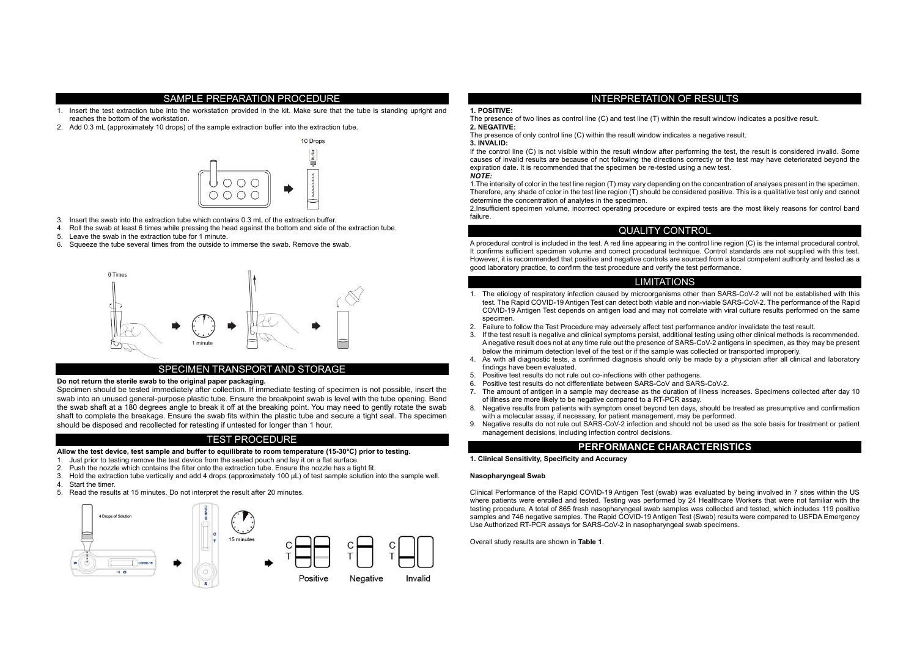## SAMPLE PREPARATION PROCEDURE

1. Insert the test extraction tube into the workstation provided in the kit. Make sure that the tube is standing upright and reaches the bottom of the workstation.
2. Add 0.3 mL (approximately 10 drops) of the sample extraction buffer into the extraction tube.

3. Insert the swab into the extraction tube which contains 0.3 mL of the extraction buffer.
4. Roll the swab at least 6 times while pressing the head against the bottom and side of the extraction tube.
5. Leave the swab in the extraction tube for 1 minute.
6. Squeeze the tube several times from the outside to immerse the swab. Remove the swab.

## SPECIMEN TRANSPORT AND STORAGE

**Do not return the sterile swab to the original paper packaging.**

Specimen should be tested immediately after collection. If immediate testing of specimen is not possible, insert the swab into an unused general-purpose plastic tube. Ensure the breakpoint swab is level with the tube opening. Bend the swab shaft at a 180 degrees angle to break it off at the breaking point. You may need to gently rotate the swab shaft to complete the breakage. Ensure the swab fits within the plastic tube and secure a tight seal. The specimen should be disposed and recollected for retesting if untested for longer than 1 hour.

## TEST PROCEDURE

**Allow the test device, test sample and buffer to equilibrate to room temperature (15-30°C) prior to testing.**

1. Just prior to testing remove the test device from the sealed pouch and lay it on a flat surface.
2. Push the nozzle which contains the filter onto the extraction tube. Ensure the nozzle has a tight fit.
3. Hold the extraction tube vertically and add 4 drops (approximately 100 μL) of test sample solution into the sample well.
4. Start the timer.
5. Read the results at 15 minutes. Do not interpret the result after 20 minutes.

## INTERPRETATION OF RESULTS

**1. POSITIVE:**

The presence of two lines as control line (C) and test line (T) within the result window indicates a positive result.

**2. NEGATIVE:**

The presence of only control line (C) within the result window indicates a negative result.

**3. INVALID:**

If the control line (C) is not visible within the result window after performing the test, the result is considered invalid. Some causes of invalid results are because of not following the directions correctly or the test may have deteriorated beyond the expiration date. It is recommended that the specimen be re-tested using a new test.

***NOTE:***

1.The intensity of color in the test line region (T) may vary depending on the concentration of analyses present in the specimen. Therefore, any shade of color in the test line region (T) should be considered positive. This is a qualitative test only and cannot determine the concentration of analytes in the specimen.

2.Insufficient specimen volume, incorrect operating procedure or expired tests are the most likely reasons for control band failure.

## QUALITY CONTROL

A procedural control is included in the test. A red line appearing in the control line region (C) is the internal procedural control. It confirms sufficient specimen volume and correct procedural technique. Control standards are not supplied with this test. However, it is recommended that positive and negative controls are sourced from a local competent authority and tested as a good laboratory practice, to confirm the test procedure and verify the test performance.

## LIMITATIONS

1. The etiology of respiratory infection caused by microorganisms other than SARS-CoV-2 will not be established with this test. The Rapid COVID-19 Antigen Test can detect both viable and non-viable SARS-CoV-2. The performance of the Rapid COVID-19 Antigen Test depends on antigen load and may not correlate with viral culture results performed on the same specimen.
2. Failure to follow the Test Procedure may adversely affect test performance and/or invalidate the test result.
3. If the test result is negative and clinical symptoms persist, additional testing using other clinical methods is recommended. A negative result does not at any time rule out the presence of SARS-CoV-2 antigens in specimen, as they may be present below the minimum detection level of the test or if the sample was collected or transported improperly.
4. As with all diagnostic tests, a confirmed diagnosis should only be made by a physician after all clinical and laboratory findings have been evaluated.
5. Positive test results do not rule out co-infections with other pathogens.
6. Positive test results do not differentiate between SARS-CoV and SARS-CoV-2.
7. The amount of antigen in a sample may decrease as the duration of illness increases. Specimens collected after day 10 of illness are more likely to be negative compared to a RT-PCR assay.
8. Negative results from patients with symptom onset beyond ten days, should be treated as presumptive and confirmation with a molecular assay, if necessary, for patient management, may be performed.
9. Negative results do not rule out SARS-CoV-2 infection and should not be used as the sole basis for treatment or patient management decisions, including infection control decisions.

## PERFORMANCE CHARACTERISTICS

**1. Clinical Sensitivity, Specificity and Accuracy**

**Nasopharyngeal Swab**

Clinical Performance of the Rapid COVID-19 Antigen Test (swab) was evaluated by being involved in 7 sites within the US where patients were enrolled and tested. Testing was performed by 24 Healthcare Workers that were not familiar with the testing procedure. A total of 865 fresh nasopharyngeal swab samples was collected and tested, which includes 119 positive samples and 746 negative samples. The Rapid COVID-19 Antigen Test (Swab) results were compared to USFDA Emergency Use Authorized RT-PCR assays for SARS-CoV-2 in nasopharyngeal swab specimens.

Overall study results are shown in **Table 1**.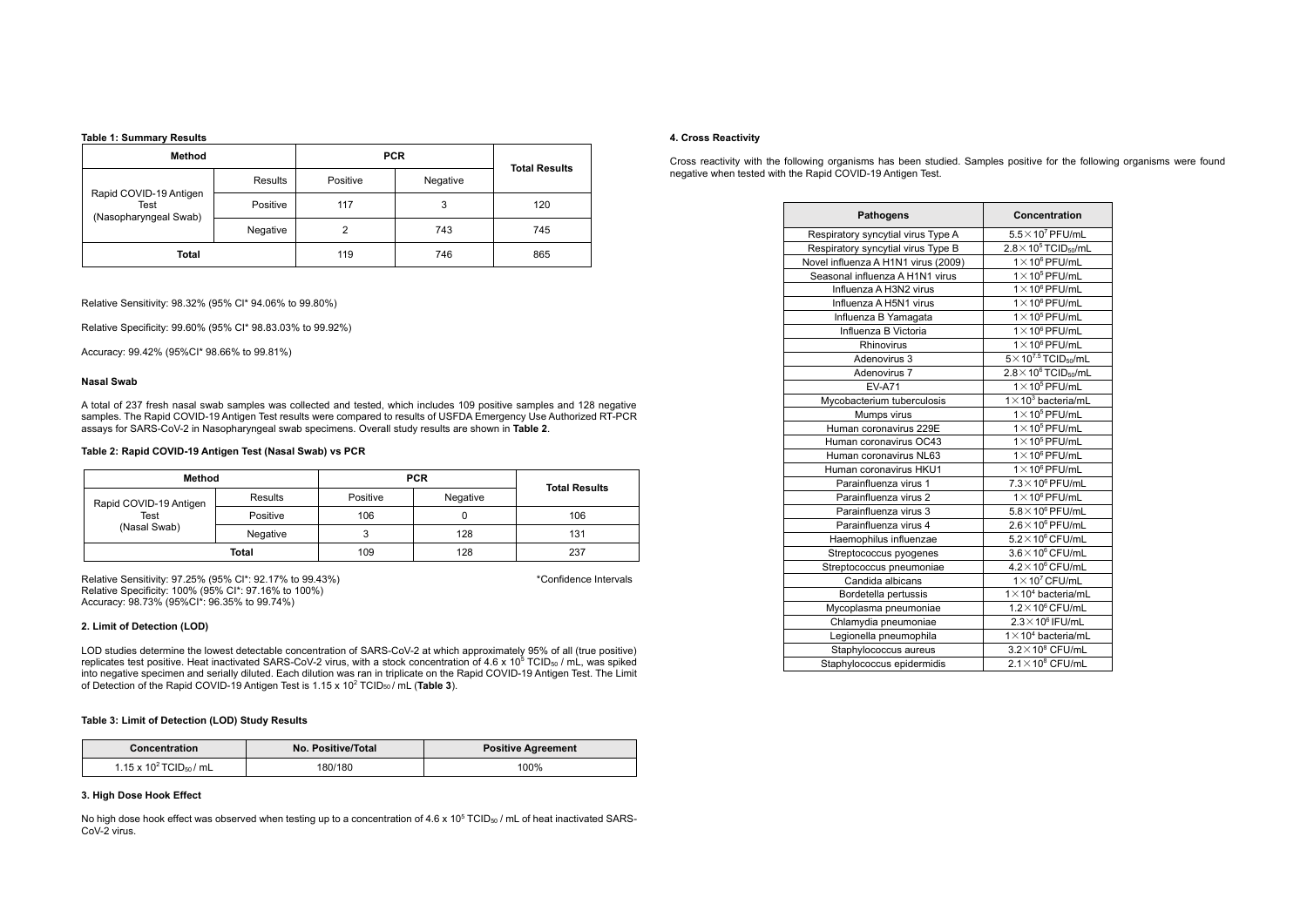**Table 1: Summary Results**

| Method | | PCR | | Total Results |
|---|---|---|---|---|
| Rapid COVID-19 Antigen Test (Nasopharyngeal Swab) | Results | Positive | Negative | |
| | Positive | 117 | 3 | 120 |
| | Negative | 2 | 743 | 745 |
| Total | | 119 | 746 | 865 |

Relative Sensitivity: 98.32% (95% CI* 94.06% to 99.80%)

Relative Specificity: 99.60% (95% CI* 98.83.03% to 99.92%)

Accuracy: 99.42% (95%CI* 98.66% to 99.81%)

### Nasal Swab

A total of 237 fresh nasal swab samples was collected and tested, which includes 109 positive samples and 128 negative samples. The Rapid COVID-19 Antigen Test results were compared to results of USFDA Emergency Use Authorized RT-PCR assays for SARS-CoV-2 in Nasopharyngeal swab specimens. Overall study results are shown in **Table 2**.

**Table 2: Rapid COVID-19 Antigen Test (Nasal Swab) vs PCR**

| Method | | PCR | | Total Results |
|---|---|---|---|---|
| Rapid COVID-19 Antigen Test (Nasal Swab) | Results | Positive | Negative | |
| | Positive | 106 | 0 | 106 |
| | Negative | 3 | 128 | 131 |
| Total | | 109 | 128 | 237 |

Relative Sensitivity: 97.25% (95% CI*: 92.17% to 99.43%)
Relative Specificity: 100% (95% CI*: 97.16% to 100%)
Accuracy: 98.73% (95%CI*: 96.35% to 99.74%)

*Confidence Intervals

### 2. Limit of Detection (LOD)

LOD studies determine the lowest detectable concentration of SARS-CoV-2 at which approximately 95% of all (true positive) replicates test positive. Heat inactivated SARS-CoV-2 virus, with a stock concentration of $4.6 \times 10^5$ $TCID_{50}$ / mL, was spiked into negative specimen and serially diluted. Each dilution was ran in triplicate on the Rapid COVID-19 Antigen Test. The Limit of Detection of the Rapid COVID-19 Antigen Test is $1.15 \times 10^2$ $TCID_{50}$ / mL (**Table 3**).

**Table 3: Limit of Detection (LOD) Study Results**

| Concentration | No. Positive/Total | Positive Agreement |
|---|---|---|
| $1.15 \times 10^2$ $TCID_{50}$ / mL | 180/180 | 100% |

### 3. High Dose Hook Effect

No high dose hook effect was observed when testing up to a concentration of $4.6 \times 10^5$ $TCID_{50}$ / mL of heat inactivated SARS-CoV-2 virus.

### 4. Cross Reactivity

Cross reactivity with the following organisms has been studied. Samples positive for the following organisms were found negative when tested with the Rapid COVID-19 Antigen Test.

| Pathogens | Concentration |
|---|---|
| Respiratory syncytial virus Type A | $5.5\times10^7$ PFU/mL |
| Respiratory syncytial virus Type B | $2.8\times10^5$ $TCID_{50}$/mL |
| Novel influenza A H1N1 virus (2009) | $1\times10^6$ PFU/mL |
| Seasonal influenza A H1N1 virus | $1\times10^5$ PFU/mL |
| Influenza A H3N2 virus | $1\times10^6$ PFU/mL |
| Influenza A H5N1 virus | $1\times10^6$ PFU/mL |
| Influenza B Yamagata | $1\times10^5$ PFU/mL |
| Influenza B Victoria | $1\times10^6$ PFU/mL |
| Rhinovirus | $1\times10^6$ PFU/mL |
| Adenovirus 3 | $5\times10^{7.5}$ $TCID_{50}$/mL |
| Adenovirus 7 | $2.8\times10^6$ $TCID_{50}$/mL |
| EV-A71 | $1\times10^5$ PFU/mL |
| Mycobacterium tuberculosis | $1\times10^3$ bacteria/mL |
| Mumps virus | $1\times10^5$ PFU/mL |
| Human coronavirus 229E | $1\times10^5$ PFU/mL |
| Human coronavirus OC43 | $1\times10^5$ PFU/mL |
| Human coronavirus NL63 | $1\times10^6$ PFU/mL |
| Human coronavirus HKU1 | $1\times10^6$ PFU/mL |
| Parainfluenza virus 1 | $7.3\times10^6$ PFU/mL |
| Parainfluenza virus 2 | $1\times10^6$ PFU/mL |
| Parainfluenza virus 3 | $5.8\times10^6$ PFU/mL |
| Parainfluenza virus 4 | $2.6\times10^6$ PFU/mL |
| Haemophilus influenzae | $5.2\times10^6$ CFU/mL |
| Streptococcus pyogenes | $3.6\times10^6$ CFU/mL |
| Streptococcus pneumoniae | $4.2\times10^6$ CFU/mL |
| Candida albicans | $1\times10^7$ CFU/mL |
| Bordetella pertussis | $1\times10^4$ bacteria/mL |
| Mycoplasma pneumoniae | $1.2\times10^6$ CFU/mL |
| Chlamydia pneumoniae | $2.3\times10^6$ IFU/mL |
| Legionella pneumophila | $1\times10^4$ bacteria/mL |
| Staphylococcus aureus | $3.2\times10^8$ CFU/mL |
| Staphylococcus epidermidis | $2.1\times10^8$ CFU/mL |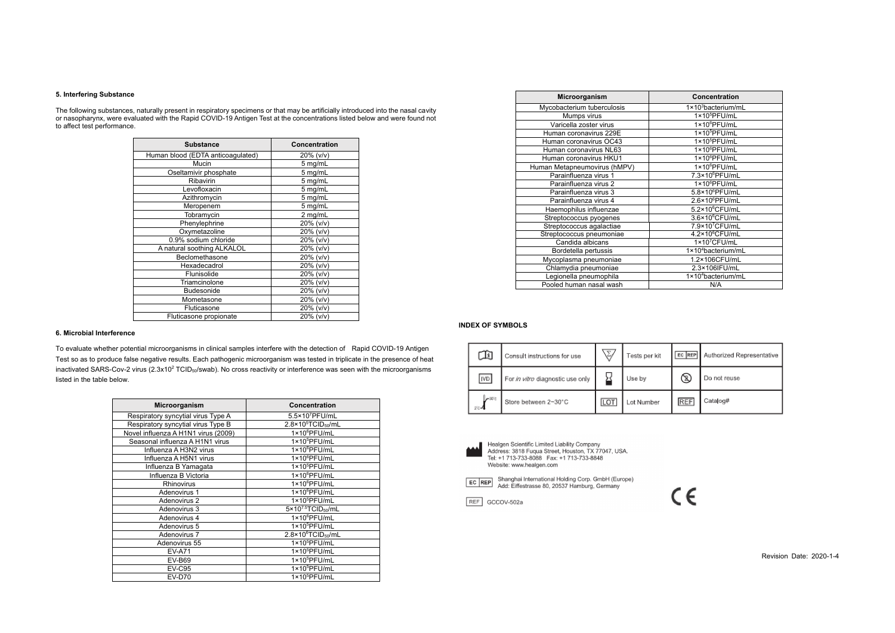## 5. Interfering Substance

The following substances, naturally present in respiratory specimens or that may be artificially introduced into the nasal cavity or nasopharynx, were evaluated with the Rapid COVID-19 Antigen Test at the concentrations listed below and were found not to affect test performance.

| Substance | Concentration |
|---|---|
| Human blood (EDTA anticoagulated) | 20% (v/v) |
| Mucin | 5 mg/mL |
| Oseltamivir phosphate | 5 mg/mL |
| Ribavirin | 5 mg/mL |
| Levofloxacin | 5 mg/mL |
| Azithromycin | 5 mg/mL |
| Meropenem | 5 mg/mL |
| Tobramycin | 2 mg/mL |
| Phenylephrine | 20% (v/v) |
| Oxymetazoline | 20% (v/v) |
| 0.9% sodium chloride | 20% (v/v) |
| A natural soothing ALKALOL | 20% (v/v) |
| Beclomethasone | 20% (v/v) |
| Hexadecadrol | 20% (v/v) |
| Flunisolide | 20% (v/v) |
| Triamcinolone | 20% (v/v) |
| Budesonide | 20% (v/v) |
| Mometasone | 20% (v/v) |
| Fluticasone | 20% (v/v) |
| Fluticasone propionate | 20% (v/v) |

## 6. Microbial Interference

To evaluate whether potential microorganisms in clinical samples interfere with the detection of Rapid COVID-19 Antigen Test so as to produce false negative results. Each pathogenic microorganism was tested in triplicate in the presence of heat inactivated SARS-Cov-2 virus ($2.3x10^2$ $TCID_{50}$/swab). No cross reactivity or interference was seen with the microorganisms listed in the table below.

| Microorganism | Concentration |
|---|---|
| Respiratory syncytial virus Type A | $5.5×10^7$PFU/mL |
| Respiratory syncytial virus Type B | $2.8×10^5$$TCID_{50}$/mL |
| Novel influenza A H1N1 virus (2009) | $1×10^6$PFU/mL |
| Seasonal influenza A H1N1 virus | $1×10^5$PFU/mL |
| Influenza A H3N2 virus | $1×10^6$PFU/mL |
| Influenza A H5N1 virus | $1×10^6$PFU/mL |
| Influenza B Yamagata | $1×10^5$PFU/mL |
| Influenza B Victoria | $1×10^6$PFU/mL |
| Rhinovirus | $1×10^6$PFU/mL |
| Adenovirus 1 | $1×10^6$PFU/mL |
| Adenovirus 2 | $1×10^5$PFU/mL |
| Adenovirus 3 | $5×10^{7.5}$$TCID_{50}$/mL |
| Adenovirus 4 | $1×10^6$PFU/mL |
| Adenovirus 5 | $1×10^5$PFU/mL |
| Adenovirus 7 | $2.8×10^6$$TCID_{50}$/mL |
| Adenovirus 55 | $1×10^5$PFU/mL |
| EV-A71 | $1×10^5$PFU/mL |
| EV-B69 | $1×10^5$PFU/mL |
| EV-C95 | $1×10^5$PFU/mL |
| EV-D70 | $1×10^5$PFU/mL |
| Mycobacterium tuberculosis | $1×10^3$bacterium/mL |
| Mumps virus | $1×10^5$PFU/mL |
| Varicella zoster virus | $1×10^6$PFU/mL |
| Human coronavirus 229E | $1×10^5$PFU/mL |
| Human coronavirus OC43 | $1×10^5$PFU/mL |
| Human coronavirus NL63 | $1×10^6$PFU/mL |
| Human coronavirus HKU1 | $1×10^6$PFU/mL |
| Human Metapneumovirus (hMPV) | $1×10^5$PFU/mL |
| Parainfluenza virus 1 | $7.3×10^6$PFU/mL |
| Parainfluenza virus 2 | $1×10^6$PFU/mL |
| Parainfluenza virus 3 | $5.8×10^6$PFU/mL |
| Parainfluenza virus 4 | $2.6×10^6$PFU/mL |
| Haemophilus influenzae | $5.2×10^6$CFU/mL |
| Streptococcus pyogenes | $3.6×10^6$CFU/mL |
| Streptococcus agalactiae | $7.9×10^7$CFU/mL |
| Streptococcus pneumoniae | $4.2×10^6$CFU/mL |
| Candida albicans | $1×10^7$CFU/mL |
| Bordetella pertussis | $1×10^4$bacterium/mL |
| Mycoplasma pneumoniae | 1.2×106CFU/mL |
| Chlamydia pneumoniae | 2.3×106IFU/mL |
| Legionella pneumophila | $1×10^4$bacterium/mL |
| Pooled human nasal wash | N/A |

### INDEX OF SYMBOLS

| | | | | | |
|---|---|---|---|---|---|
| | Consult instructions for use | | Tests per kit | EC REP | Authorized Representative |
| IVD | For *in vitro* diagnostic use only | | Use by | | Do not reuse |
| 2°C–30°C | Store between 2~30°C | LOT | Lot Number | REF | Catalog# |

Healgen Scientific Limited Liability Company
Address: 3818 Fuqua Street, Houston, TX 77047, USA.
Tel: +1 713-733-8088 Fax: +1 713-733-8848
Website: www.healgen.com

EC REP Shanghai International Holding Corp. GmbH (Europe)
Add: Eiffestrasse 80, 20537 Hamburg, Germany

CE

REF GCCOV-502a

Revision Date: 2020-1-4